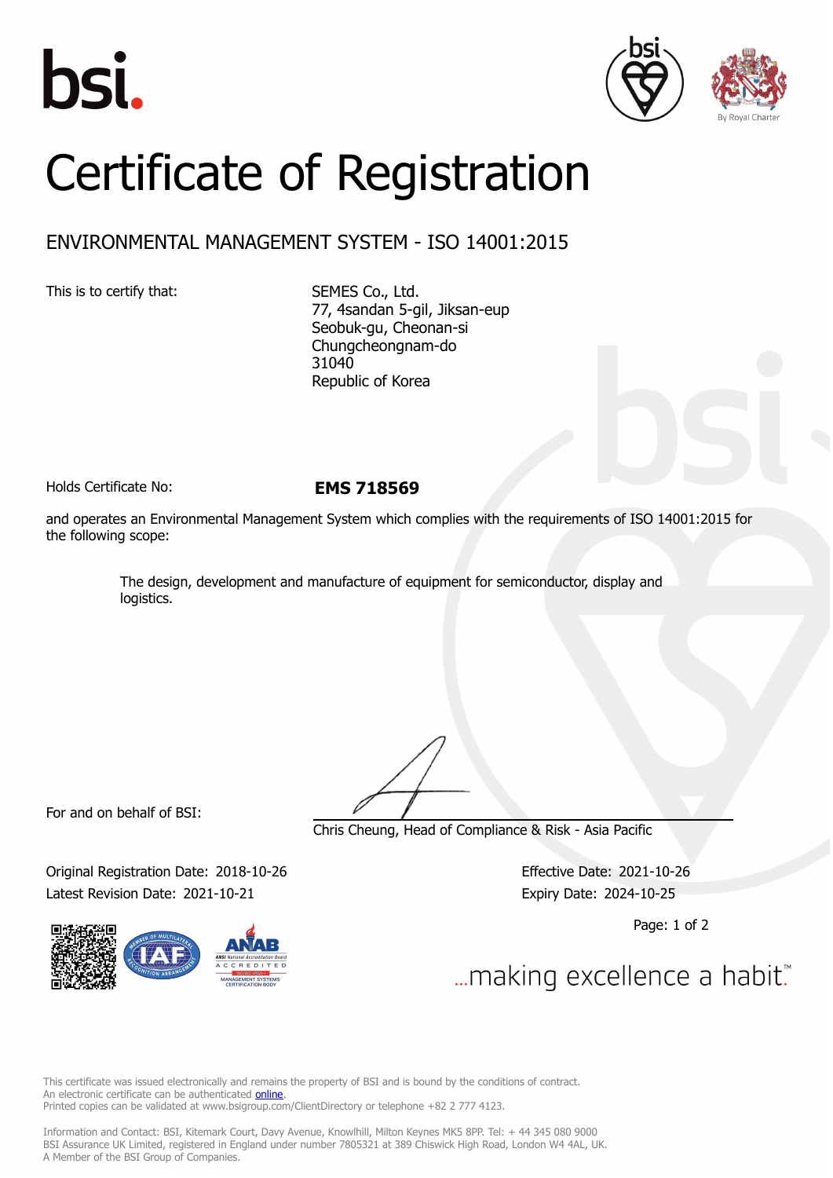# Certificate of Registration

## ENVIRONMENTAL MANAGEMENT SYSTEM - ISO 14001:2015

This is to certify that:

SEMES Co., Ltd.
77, 4sandan 5-gil, Jiksan-eup
Seobuk-gu, Cheonan-si
Chungcheongnam-do
31040
Republic of Korea

Holds Certificate No: **EMS 718569**

and operates an Environmental Management System which complies with the requirements of ISO 14001:2015 for the following scope:

> The design, development and manufacture of equipment for semiconductor, display and logistics.

For and on behalf of BSI:

Chris Cheung, Head of Compliance & Risk - Asia Pacific

Original Registration Date: 2018-10-26

Latest Revision Date: 2021-10-21

Effective Date: 2021-10-26

Expiry Date: 2024-10-25

...making excellence a habit.™

This certificate was issued electronically and remains the property of BSI and is bound by the conditions of contract.
An electronic certificate can be authenticated online.
Printed copies can be validated at www.bsigroup.com/ClientDirectory or telephone +82 2 777 4123.

Information and Contact: BSI, Kitemark Court, Davy Avenue, Knowlhill, Milton Keynes MK5 8PP. Tel: + 44 345 080 9000
BSI Assurance UK Limited, registered in England under number 7805321 at 389 Chiswick High Road, London W4 4AL, UK.
A Member of the BSI Group of Companies.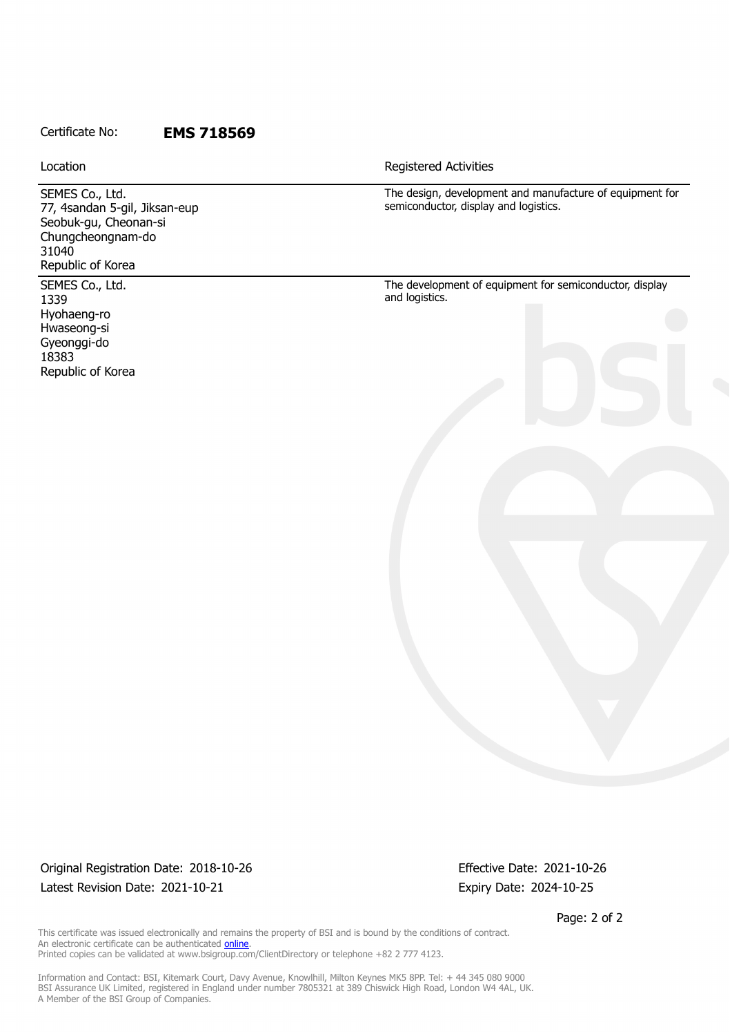Certificate No: **EMS 718569**

| Location | Registered Activities |
| --- | --- |
| SEMES Co., Ltd.<br>77, 4sandan 5-gil, Jiksan-eup<br>Seobuk-gu, Cheonan-si<br>Chungcheongnam-do<br>31040<br>Republic of Korea | The design, development and manufacture of equipment for semiconductor, display and logistics. |
| SEMES Co., Ltd.<br>1339<br>Hyohaeng-ro<br>Hwaseong-si<br>Gyeonggi-do<br>18383<br>Republic of Korea | The development of equipment for semiconductor, display and logistics. |

Original Registration Date: 2018-10-26

Latest Revision Date: 2021-10-21

Effective Date: 2021-10-26

Expiry Date: 2024-10-25

This certificate was issued electronically and remains the property of BSI and is bound by the conditions of contract.
An electronic certificate can be authenticated online.
Printed copies can be validated at www.bsigroup.com/ClientDirectory or telephone +82 2 777 4123.

Information and Contact: BSI, Kitemark Court, Davy Avenue, Knowlhill, Milton Keynes MK5 8PP. Tel: + 44 345 080 9000
BSI Assurance UK Limited, registered in England under number 7805321 at 389 Chiswick High Road, London W4 4AL, UK.
A Member of the BSI Group of Companies.